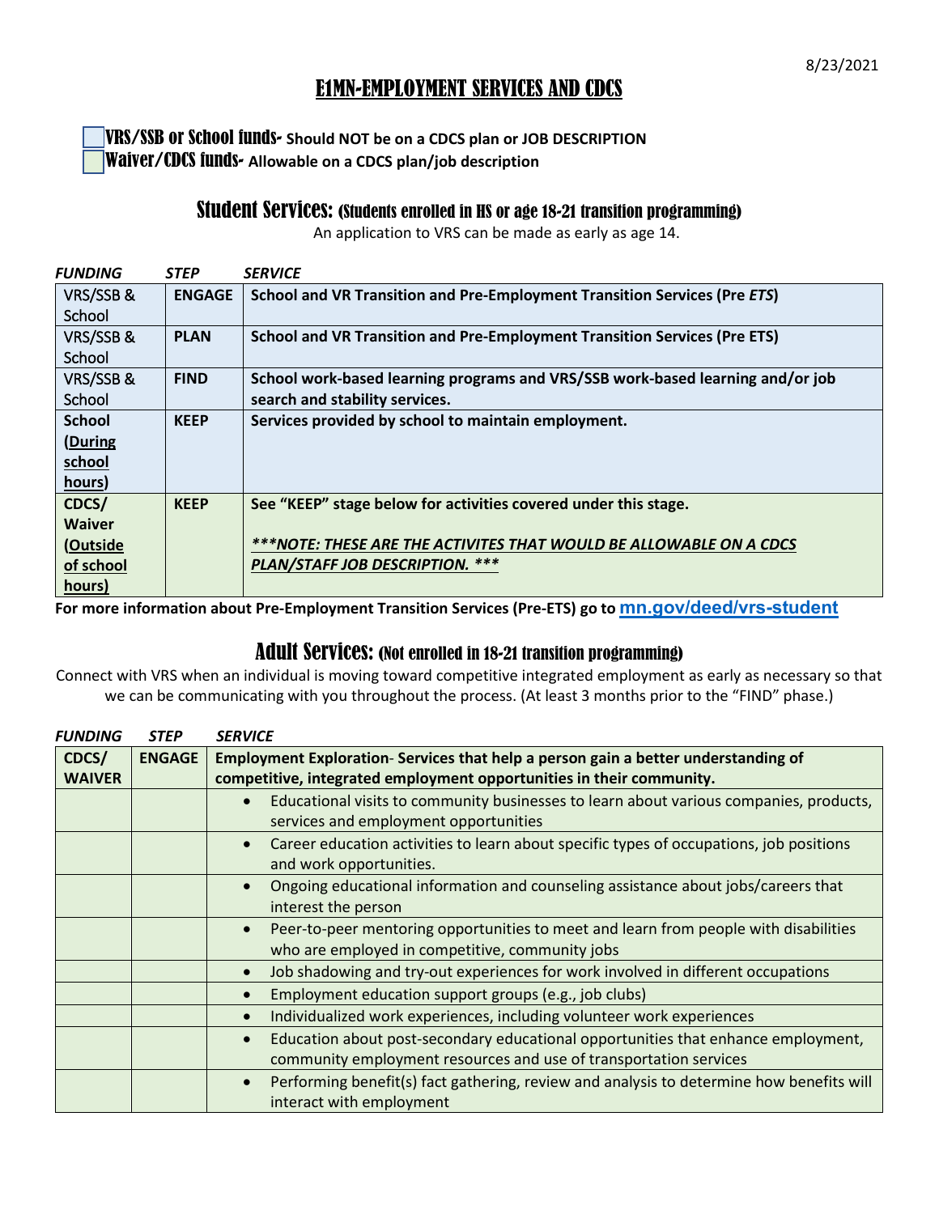8/23/2021

# E1MN-EMPLOYMENT SERVICES AND CDCS

- VRS/SSB or School funds- **Should NOT be on a CDCS plan or JOB DESCRIPTION**
- Waiver/CDCS funds- **Allowable on a CDCS plan/job description**

## Student Services: (Students enrolled in HS or age 18-21 transition programming)

An application to VRS can be made as early as age 14.

| *FUNDING* | *STEP* | *SERVICE* |
|---|---|---|
| VRS/SSB & School | **ENGAGE** | **School and VR Transition and Pre-Employment Transition Services (Pre *ETS*)** |
| VRS/SSB & School | **PLAN** | **School and VR Transition and Pre-Employment Transition Services (Pre ETS)** |
| VRS/SSB & School | **FIND** | **School work-based learning programs and VRS/SSB work-based learning and/or job search and stability services.** |
| **School (During school hours)** | **KEEP** | **Services provided by school to maintain employment.** |
| **CDCS/ Waiver (Outside of school hours)** | **KEEP** | **See "KEEP" stage below for activities covered under this stage.** ***\*\*\*NOTE: THESE ARE THE ACTIVITES THAT WOULD BE ALLOWABLE ON A CDCS PLAN/STAFF JOB DESCRIPTION. \*\*\**** |

**For more information about Pre-Employment Transition Services (Pre-ETS) go to mn.gov/deed/vrs-student**

## Adult Services: (Not enrolled in 18-21 transition programming)

Connect with VRS when an individual is moving toward competitive integrated employment as early as necessary so that we can be communicating with you throughout the process. (At least 3 months prior to the "FIND" phase.)

| *FUNDING* | *STEP* | *SERVICE* |
|---|---|---|
| **CDCS/ WAIVER** | **ENGAGE** | **Employment Exploration- Services that help a person gain a better understanding of competitive, integrated employment opportunities in their community.** |
| | | • Educational visits to community businesses to learn about various companies, products, services and employment opportunities |
| | | • Career education activities to learn about specific types of occupations, job positions and work opportunities. |
| | | • Ongoing educational information and counseling assistance about jobs/careers that interest the person |
| | | • Peer-to-peer mentoring opportunities to meet and learn from people with disabilities who are employed in competitive, community jobs |
| | | • Job shadowing and try-out experiences for work involved in different occupations |
| | | • Employment education support groups (e.g., job clubs) |
| | | • Individualized work experiences, including volunteer work experiences |
| | | • Education about post-secondary educational opportunities that enhance employment, community employment resources and use of transportation services |
| | | • Performing benefit(s) fact gathering, review and analysis to determine how benefits will interact with employment |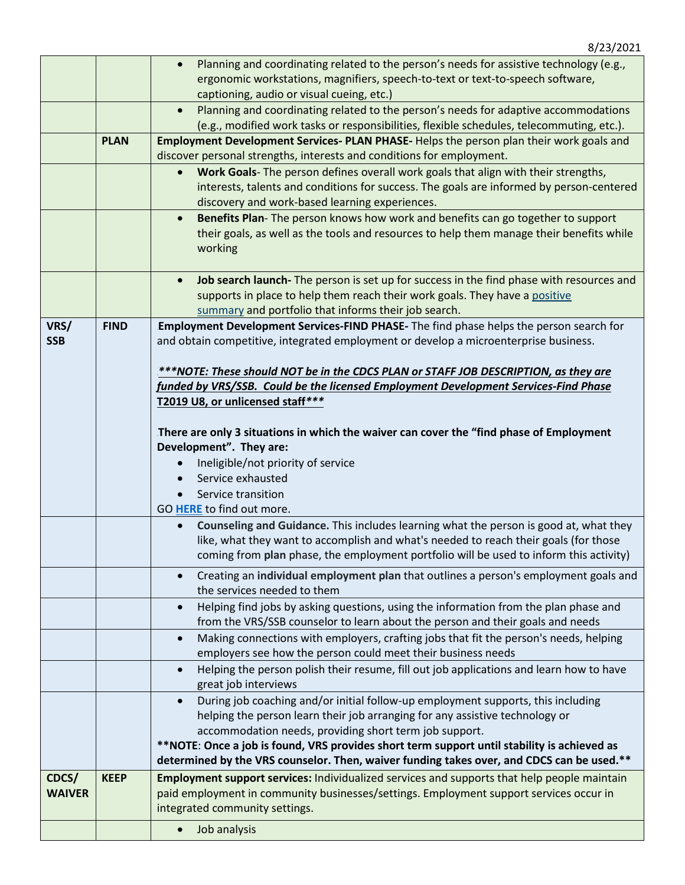| | | |
|---|---|---|
| | | • Planning and coordinating related to the person's needs for assistive technology (e.g., ergonomic workstations, magnifiers, speech-to-text or text-to-speech software, captioning, audio or visual cueing, etc.) |
| | | • Planning and coordinating related to the person's needs for adaptive accommodations (e.g., modified work tasks or responsibilities, flexible schedules, telecommuting, etc.). |
| | **PLAN** | **Employment Development Services- PLAN PHASE-** Helps the person plan their work goals and discover personal strengths, interests and conditions for employment. |
| | | • **Work Goals**- The person defines overall work goals that align with their strengths, interests, talents and conditions for success. The goals are informed by person-centered discovery and work-based learning experiences. |
| | | • **Benefits Plan**- The person knows how work and benefits can go together to support their goals, as well as the tools and resources to help them manage their benefits while working |
| | | • **Job search launch-** The person is set up for success in the find phase with resources and supports in place to help them reach their work goals. They have a [positive summary](#) and portfolio that informs their job search. |
| **VRS/ SSB** | **FIND** | **Employment Development Services-FIND PHASE-** The find phase helps the person search for and obtain competitive, integrated employment or develop a microenterprise business.<br><br>***\*\*\*NOTE: These should NOT be in the CDCS PLAN or STAFF JOB DESCRIPTION, as they are funded by VRS/SSB. Could be the licensed Employment Development Services-Find Phase T2019 U8, or unlicensed staff\*\*\****<br><br>**There are only 3 situations in which the waiver can cover the "find phase of Employment Development". They are:**<br>• Ineligible/not priority of service<br>• Service exhausted<br>• Service transition<br>GO **[HERE](#)** to find out more. |
| | | • **Counseling and Guidance.** This includes learning what the person is good at, what they like, what they want to accomplish and what's needed to reach their goals (for those coming from **plan** phase, the employment portfolio will be used to inform this activity) |
| | | • Creating an **individual employment plan** that outlines a person's employment goals and the services needed to them |
| | | • Helping find jobs by asking questions, using the information from the plan phase and from the VRS/SSB counselor to learn about the person and their goals and needs |
| | | • Making connections with employers, crafting jobs that fit the person's needs, helping employers see how the person could meet their business needs |
| | | • Helping the person polish their resume, fill out job applications and learn how to have great job interviews |
| | | • During job coaching and/or initial follow-up employment supports, this including helping the person learn their job arranging for any assistive technology or accommodation needs, providing short term job support.<br>**\*\*NOTE: Once a job is found, VRS provides short term support until stability is achieved as determined by the VRS counselor. Then, waiver funding takes over, and CDCS can be used.\*\*** |
| **CDCS/ WAIVER** | **KEEP** | **Employment support services:** Individualized services and supports that help people maintain paid employment in community businesses/settings. Employment support services occur in integrated community settings. |
| | | • Job analysis |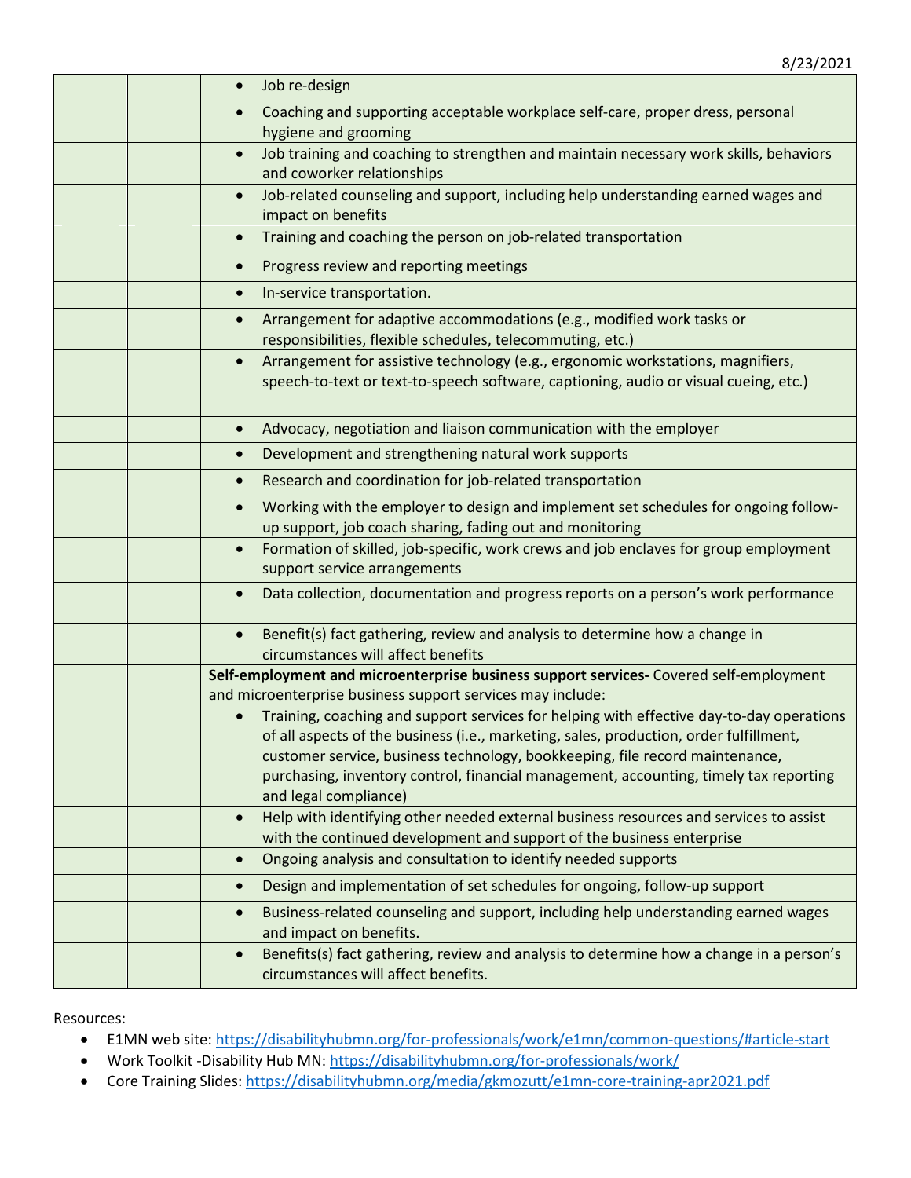| | | |
|---|---|---|
| | | • Job re-design |
| | | • Coaching and supporting acceptable workplace self-care, proper dress, personal hygiene and grooming |
| | | • Job training and coaching to strengthen and maintain necessary work skills, behaviors and coworker relationships |
| | | • Job-related counseling and support, including help understanding earned wages and impact on benefits |
| | | • Training and coaching the person on job-related transportation |
| | | • Progress review and reporting meetings |
| | | • In-service transportation. |
| | | • Arrangement for adaptive accommodations (e.g., modified work tasks or responsibilities, flexible schedules, telecommuting, etc.) |
| | | • Arrangement for assistive technology (e.g., ergonomic workstations, magnifiers, speech-to-text or text-to-speech software, captioning, audio or visual cueing, etc.) |
| | | • Advocacy, negotiation and liaison communication with the employer |
| | | • Development and strengthening natural work supports |
| | | • Research and coordination for job-related transportation |
| | | • Working with the employer to design and implement set schedules for ongoing follow-up support, job coach sharing, fading out and monitoring |
| | | • Formation of skilled, job-specific, work crews and job enclaves for group employment support service arrangements |
| | | • Data collection, documentation and progress reports on a person's work performance |
| | | • Benefit(s) fact gathering, review and analysis to determine how a change in circumstances will affect benefits |
| | | **Self-employment and microenterprise business support services-** Covered self-employment and microenterprise business support services may include: • Training, coaching and support services for helping with effective day-to-day operations of all aspects of the business (i.e., marketing, sales, production, order fulfillment, customer service, business technology, bookkeeping, file record maintenance, purchasing, inventory control, financial management, accounting, timely tax reporting and legal compliance) |
| | | • Help with identifying other needed external business resources and services to assist with the continued development and support of the business enterprise |
| | | • Ongoing analysis and consultation to identify needed supports |
| | | • Design and implementation of set schedules for ongoing, follow-up support |
| | | • Business-related counseling and support, including help understanding earned wages and impact on benefits. |
| | | • Benefits(s) fact gathering, review and analysis to determine how a change in a person's circumstances will affect benefits. |

Resources:

- E1MN web site: https://disabilityhubmn.org/for-professionals/work/e1mn/common-questions/#article-start
- Work Toolkit -Disability Hub MN: https://disabilityhubmn.org/for-professionals/work/
- Core Training Slides: https://disabilityhubmn.org/media/gkmozutt/e1mn-core-training-apr2021.pdf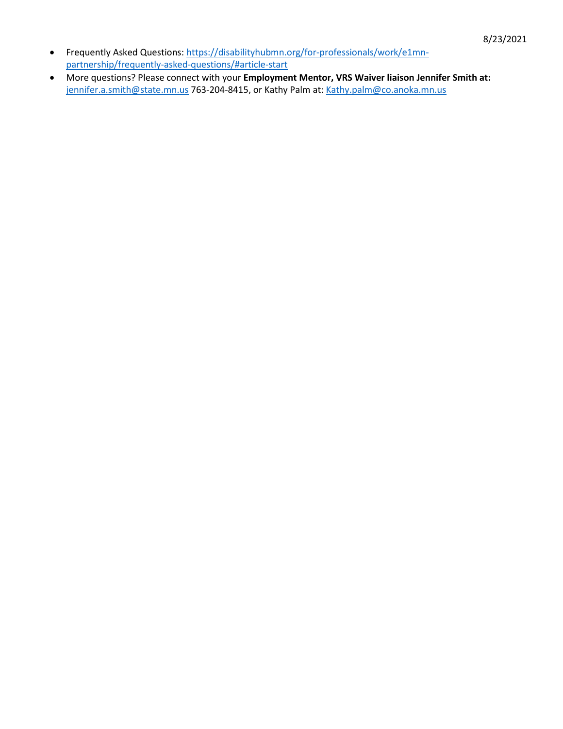- Frequently Asked Questions: https://disabilityhubmn.org/for-professionals/work/e1mn-partnership/frequently-asked-questions/#article-start
- More questions? Please connect with your **Employment Mentor, VRS Waiver liaison Jennifer Smith at:** jennifer.a.smith@state.mn.us 763-204-8415, or Kathy Palm at: Kathy.palm@co.anoka.mn.us